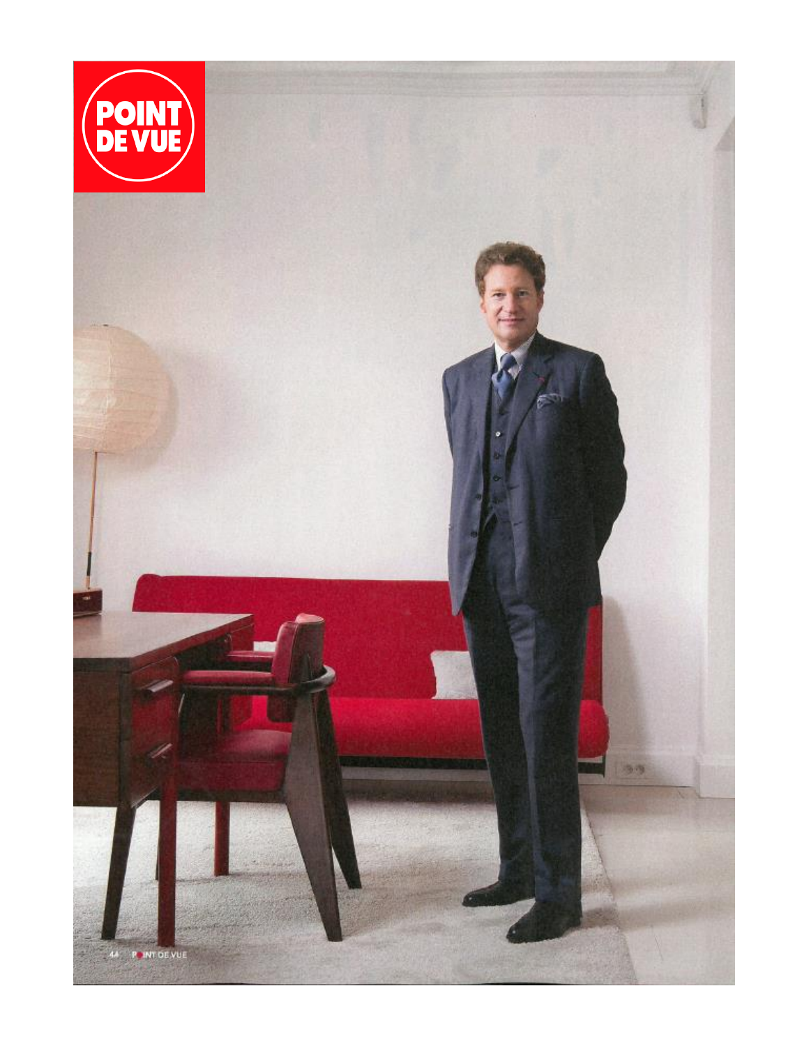POINT DE VUE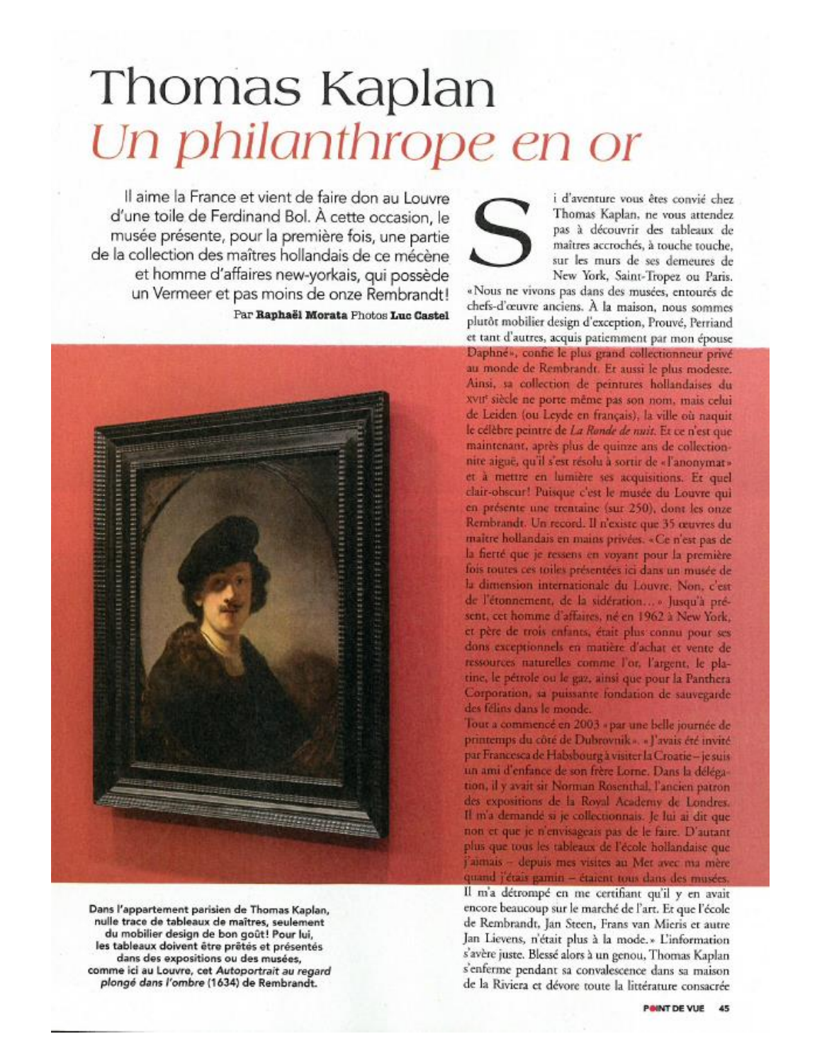# Thomas Kaplan
## *Un philanthrope en or*

Il aime la France et vient de faire don au Louvre d'une toile de Ferdinand Bol. À cette occasion, le musée présente, pour la première fois, une partie de la collection des maîtres hollandais de ce mécène et homme d'affaires new-yorkais, qui possède un Vermeer et pas moins de onze Rembrandt!

Par **Raphaël Morata** Photos **Luc Castel**

Dans l'appartement parisien de Thomas Kaplan, nulle trace de tableaux de maîtres, seulement du mobilier design de bon goût! Pour lui, les tableaux doivent être prêtés et présentés dans des expositions ou des musées, comme ici au Louvre, cet *Autoportrait au regard plongé dans l'ombre* (1634) de Rembrandt.

Si d'aventure vous êtes convié chez Thomas Kaplan, ne vous attendez pas à découvrir des tableaux de maîtres accrochés, à touche touche, sur les murs de ses demeures de New York, Saint-Tropez ou Paris. «Nous ne vivons pas dans des musées, entourés de chefs-d'œuvre anciens. À la maison, nous sommes plutôt mobilier design d'exception, Prouvé, Perriand et tant d'autres, acquis patiemment par mon épouse Daphné», confie le plus grand collectionneur privé au monde de Rembrandt. Et aussi le plus modeste. Ainsi, sa collection de peintures hollandaises du XVII[e] siècle ne porte même pas son nom, mais celui de Leiden (ou Leyde en français), la ville où naquit le célèbre peintre de *La Ronde de nuit*. Et ce n'est que maintenant, après plus de quinze ans de collectionnite aiguë, qu'il s'est résolu à sortir de «l'anonymat» et à mettre en lumière ses acquisitions. Et quel clair-obscur! Puisque c'est le musée du Louvre qui en présente une trentaine (sur 250), dont les onze Rembrandt. Un record. Il n'existe que 35 œuvres du maître hollandais en mains privées. «Ce n'est pas de la fierté que je ressens en voyant pour la première fois toutes ces toiles présentées ici dans un musée de la dimension internationale du Louvre. Non, c'est de l'étonnement, de la sidération…» Jusqu'à présent, cet homme d'affaires, né en 1962 à New York, et père de trois enfants, était plus connu pour ses dons exceptionnels en matière d'achat et vente de ressources naturelles comme l'or, l'argent, le platine, le pétrole ou le gaz, ainsi que pour la Panthera Corporation, sa puissante fondation de sauvegarde des félins dans le monde.

Tout a commencé en 2003 «par une belle journée de printemps du côté de Dubrovnik». «J'avais été invité par Francesca de Habsbourg à visiter la Croatie – je suis un ami d'enfance de son frère Lorne. Dans la délégation, il y avait sir Norman Rosenthal, l'ancien patron des expositions de la Royal Academy de Londres. Il m'a demandé si je collectionnais. Je lui ai dit que non et que je n'envisageais pas de le faire. D'autant plus que tous les tableaux de l'école hollandaise que j'aimais – depuis mes visites au Met avec ma mère quand j'étais gamin – étaient tous dans des musées. Il m'a détrompé en me certifiant qu'il y en avait encore beaucoup sur le marché de l'art. Et que l'école de Rembrandt, Jan Steen, Frans van Mieris et autre Jan Lievens, n'était plus à la mode.» L'information s'avère juste. Blessé alors à un genou, Thomas Kaplan s'enferme pendant sa convalescence dans sa maison de la Riviera et dévore toute la littérature consacrée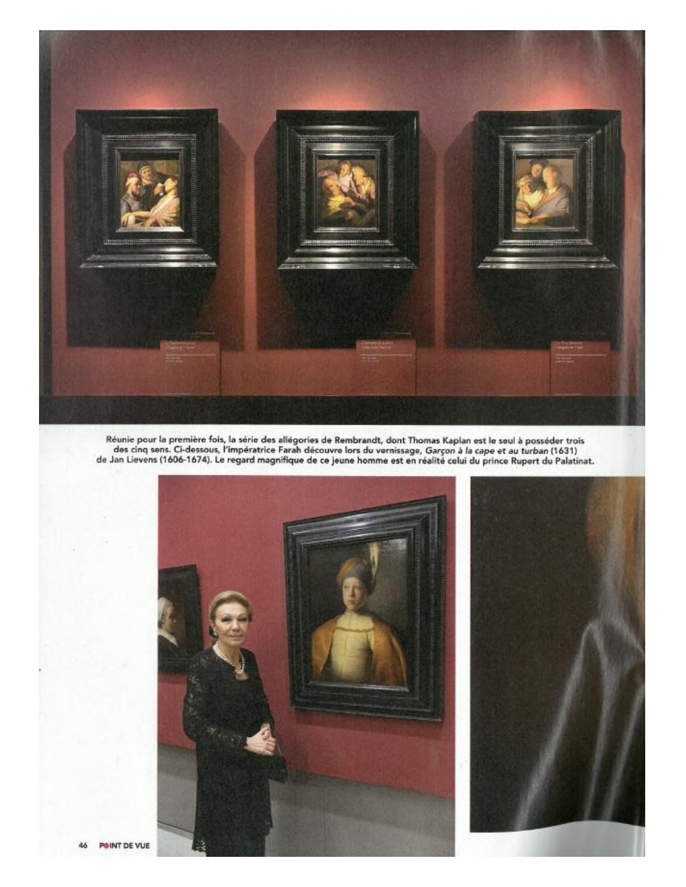Réunie pour la première fois, la série des allégories de Rembrandt, dont Thomas Kaplan est le seul à posséder trois des cinq sens. Ci-dessous, l'impératrice Farah découvre lors du vernissage, *Garçon à la cape et au turban* (1631) de Jan Lievens (1606-1674). Le regard magnifique de ce jeune homme est en réalité celui du prince Rupert du Palatinat.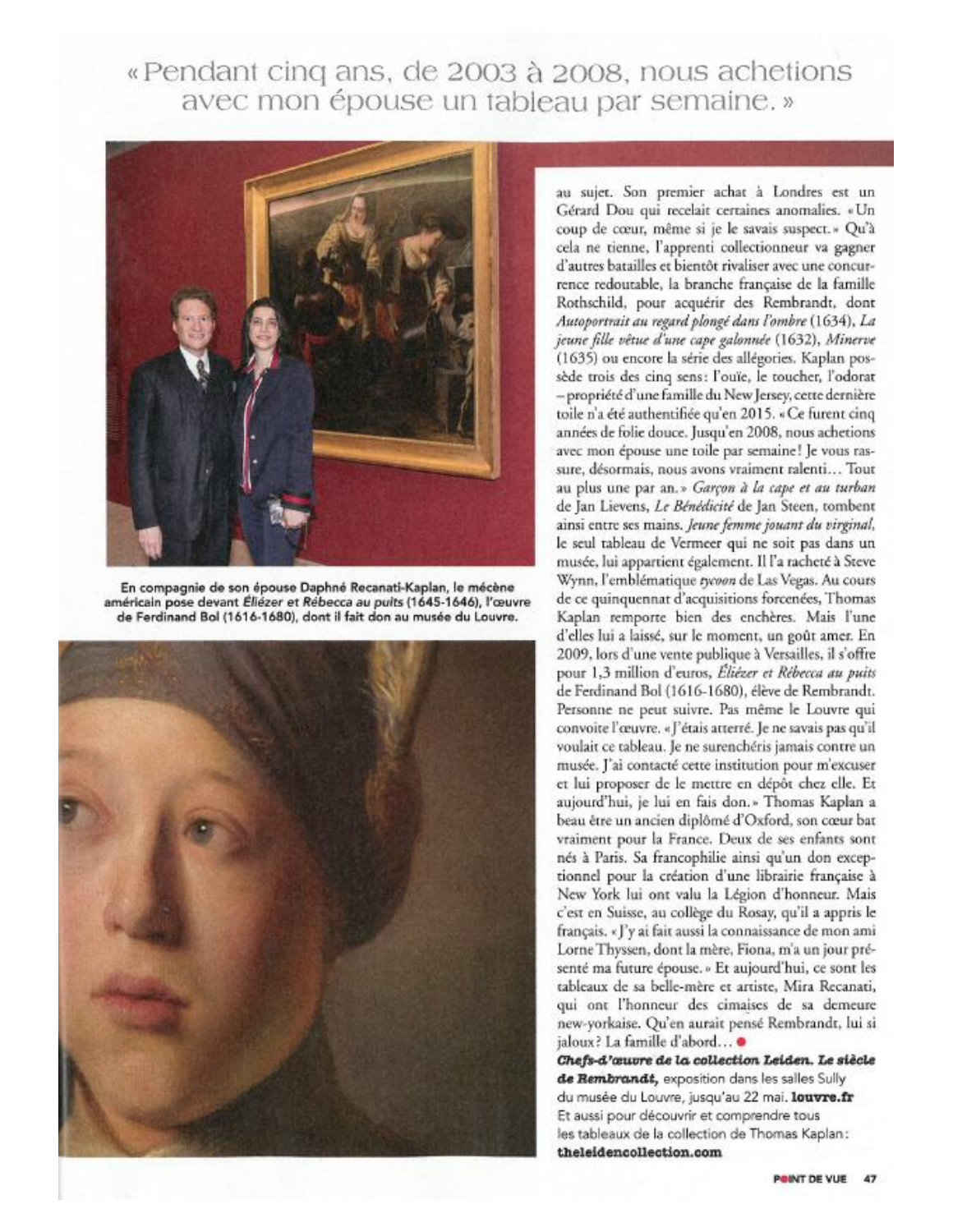# « Pendant cinq ans, de 2003 à 2008, nous achetions avec mon épouse un tableau par semaine. »

En compagnie de son épouse Daphné Recanati-Kaplan, le mécène américain pose devant *Éliézer et Rébecca au puits* (1645-1646), l'œuvre de Ferdinand Bol (1616-1680), dont il fait don au musée du Louvre.

au sujet. Son premier achat à Londres est un Gérard Dou qui recelait certaines anomalies. « Un coup de cœur, même si je le savais suspect. » Qu'à cela ne tienne, l'apprenti collectionneur va gagner d'autres batailles et bientôt rivaliser avec une concurrence redoutable, la branche française de la famille Rothschild, pour acquérir des Rembrandt, dont *Autoportrait au regard plongé dans l'ombre* (1634), *La jeune fille vêtue d'une cape galonnée* (1632), *Minerve* (1635) ou encore la série des allégories. Kaplan possède trois des cinq sens: l'ouïe, le toucher, l'odorat – propriété d'une famille du New Jersey, cette dernière toile n'a été authentifiée qu'en 2015. « Ce furent cinq années de folie douce. Jusqu'en 2008, nous achetions avec mon épouse une toile par semaine! Je vous rassure, désormais, nous avons vraiment ralenti… Tout au plus une par an. » *Garçon à la cape et au turban* de Jan Lievens, *Le Bénédicité* de Jan Steen, tombent ainsi entre ses mains. *Jeune femme jouant du virginal*, le seul tableau de Vermeer qui ne soit pas dans un musée, lui appartient également. Il l'a racheté à Steve Wynn, l'emblématique *tycoon* de Las Vegas. Au cours de ce quinquennat d'acquisitions forcenées, Thomas Kaplan remporte bien des enchères. Mais l'une d'elles lui a laissé, sur le moment, un goût amer. En 2009, lors d'une vente publique à Versailles, il s'offre pour 1,3 million d'euros, *Éliézer et Rébecca au puits* de Ferdinand Bol (1616-1680), élève de Rembrandt. Personne ne peut suivre. Pas même le Louvre qui convoite l'œuvre. « J'étais atterré. Je ne savais pas qu'il voulait ce tableau. Je ne surenchéris jamais contre un musée. J'ai contacté cette institution pour m'excuser et lui proposer de le mettre en dépôt chez elle. Et aujourd'hui, je lui en fais don. » Thomas Kaplan a beau être un ancien diplômé d'Oxford, son cœur bat vraiment pour la France. Deux de ses enfants sont nés à Paris. Sa francophilie ainsi qu'un don exceptionnel pour la création d'une librairie française à New York lui ont valu la Légion d'honneur. Mais c'est en Suisse, au collège du Rosay, qu'il a appris le français. « J'y ai fait aussi la connaissance de mon ami Lorne Thyssen, dont la mère, Fiona, m'a un jour présenté ma future épouse. » Et aujourd'hui, ce sont les tableaux de sa belle-mère et artiste, Mira Recanati, qui ont l'honneur des cimaises de sa demeure new-yorkaise. Qu'en aurait pensé Rembrandt, lui si jaloux? La famille d'abord… ●

***Chefs-d'œuvre de la collection Leiden. Le siècle de Rembrandt,*** exposition dans les salles Sully du musée du Louvre, jusqu'au 22 mai. **louvre.fr**
Et aussi pour découvrir et comprendre tous les tableaux de la collection de Thomas Kaplan: **theleidencollection.com**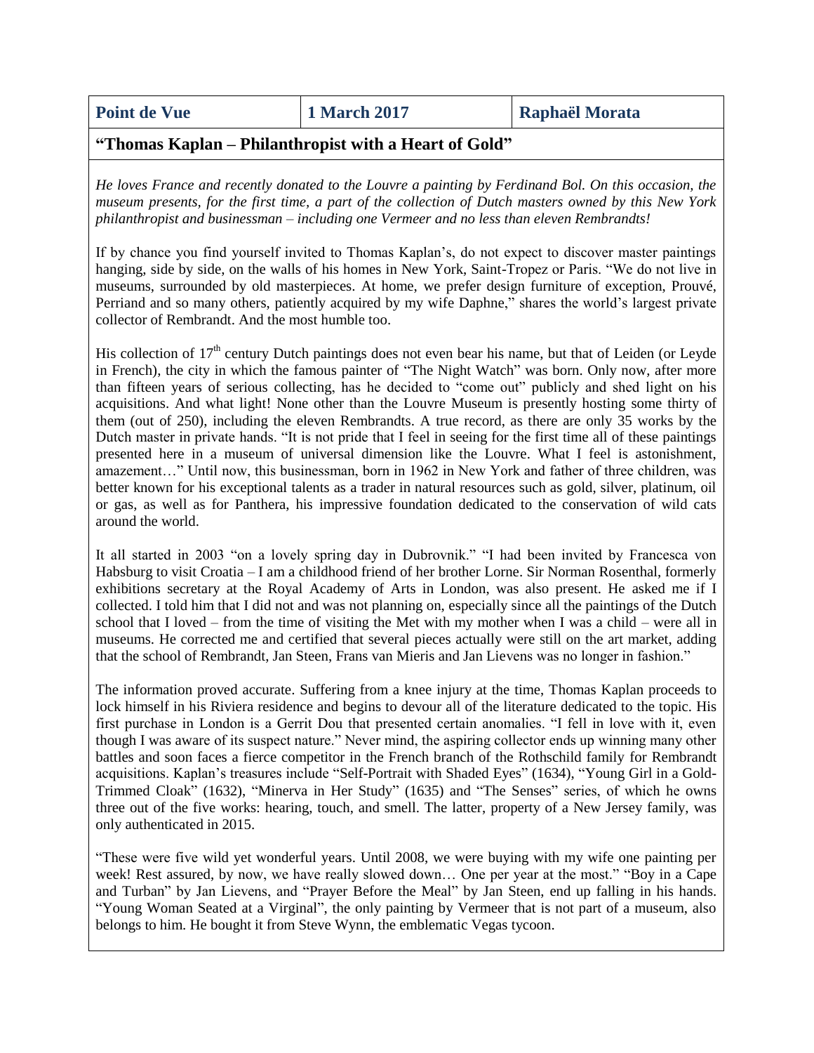| Point de Vue | 1 March 2017 | Raphaël Morata |
| --- | --- | --- |

## "Thomas Kaplan – Philanthropist with a Heart of Gold"

*He loves France and recently donated to the Louvre a painting by Ferdinand Bol. On this occasion, the museum presents, for the first time, a part of the collection of Dutch masters owned by this New York philanthropist and businessman – including one Vermeer and no less than eleven Rembrandts!*

If by chance you find yourself invited to Thomas Kaplan's, do not expect to discover master paintings hanging, side by side, on the walls of his homes in New York, Saint-Tropez or Paris. "We do not live in museums, surrounded by old masterpieces. At home, we prefer design furniture of exception, Prouvé, Perriand and so many others, patiently acquired by my wife Daphne," shares the world's largest private collector of Rembrandt. And the most humble too.

His collection of 17th century Dutch paintings does not even bear his name, but that of Leiden (or Leyde in French), the city in which the famous painter of "The Night Watch" was born. Only now, after more than fifteen years of serious collecting, has he decided to "come out" publicly and shed light on his acquisitions. And what light! None other than the Louvre Museum is presently hosting some thirty of them (out of 250), including the eleven Rembrandts. A true record, as there are only 35 works by the Dutch master in private hands. "It is not pride that I feel in seeing for the first time all of these paintings presented here in a museum of universal dimension like the Louvre. What I feel is astonishment, amazement…" Until now, this businessman, born in 1962 in New York and father of three children, was better known for his exceptional talents as a trader in natural resources such as gold, silver, platinum, oil or gas, as well as for Panthera, his impressive foundation dedicated to the conservation of wild cats around the world.

It all started in 2003 "on a lovely spring day in Dubrovnik." "I had been invited by Francesca von Habsburg to visit Croatia – I am a childhood friend of her brother Lorne. Sir Norman Rosenthal, formerly exhibitions secretary at the Royal Academy of Arts in London, was also present. He asked me if I collected. I told him that I did not and was not planning on, especially since all the paintings of the Dutch school that I loved – from the time of visiting the Met with my mother when I was a child – were all in museums. He corrected me and certified that several pieces actually were still on the art market, adding that the school of Rembrandt, Jan Steen, Frans van Mieris and Jan Lievens was no longer in fashion."

The information proved accurate. Suffering from a knee injury at the time, Thomas Kaplan proceeds to lock himself in his Riviera residence and begins to devour all of the literature dedicated to the topic. His first purchase in London is a Gerrit Dou that presented certain anomalies. "I fell in love with it, even though I was aware of its suspect nature." Never mind, the aspiring collector ends up winning many other battles and soon faces a fierce competitor in the French branch of the Rothschild family for Rembrandt acquisitions. Kaplan's treasures include "Self-Portrait with Shaded Eyes" (1634), "Young Girl in a Gold-Trimmed Cloak" (1632), "Minerva in Her Study" (1635) and "The Senses" series, of which he owns three out of the five works: hearing, touch, and smell. The latter, property of a New Jersey family, was only authenticated in 2015.

"These were five wild yet wonderful years. Until 2008, we were buying with my wife one painting per week! Rest assured, by now, we have really slowed down… One per year at the most." "Boy in a Cape and Turban" by Jan Lievens, and "Prayer Before the Meal" by Jan Steen, end up falling in his hands. "Young Woman Seated at a Virginal", the only painting by Vermeer that is not part of a museum, also belongs to him. He bought it from Steve Wynn, the emblematic Vegas tycoon.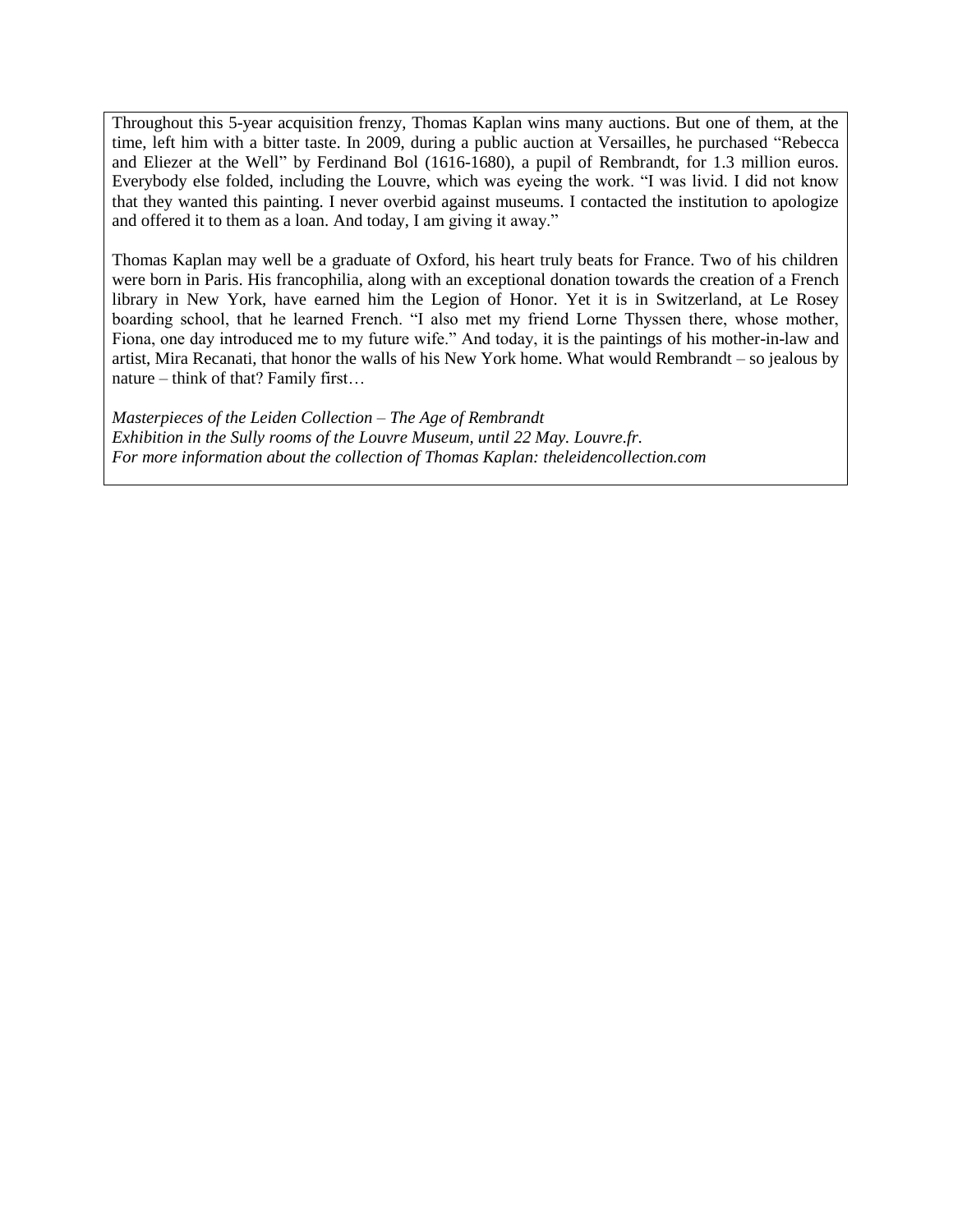Throughout this 5-year acquisition frenzy, Thomas Kaplan wins many auctions. But one of them, at the time, left him with a bitter taste. In 2009, during a public auction at Versailles, he purchased "Rebecca and Eliezer at the Well" by Ferdinand Bol (1616-1680), a pupil of Rembrandt, for 1.3 million euros. Everybody else folded, including the Louvre, which was eyeing the work. "I was livid. I did not know that they wanted this painting. I never overbid against museums. I contacted the institution to apologize and offered it to them as a loan. And today, I am giving it away."

Thomas Kaplan may well be a graduate of Oxford, his heart truly beats for France. Two of his children were born in Paris. His francophilia, along with an exceptional donation towards the creation of a French library in New York, have earned him the Legion of Honor. Yet it is in Switzerland, at Le Rosey boarding school, that he learned French. "I also met my friend Lorne Thyssen there, whose mother, Fiona, one day introduced me to my future wife." And today, it is the paintings of his mother-in-law and artist, Mira Recanati, that honor the walls of his New York home. What would Rembrandt – so jealous by nature – think of that? Family first…

*Masterpieces of the Leiden Collection – The Age of Rembrandt*
*Exhibition in the Sully rooms of the Louvre Museum, until 22 May. Louvre.fr.*
*For more information about the collection of Thomas Kaplan: theleidencollection.com*